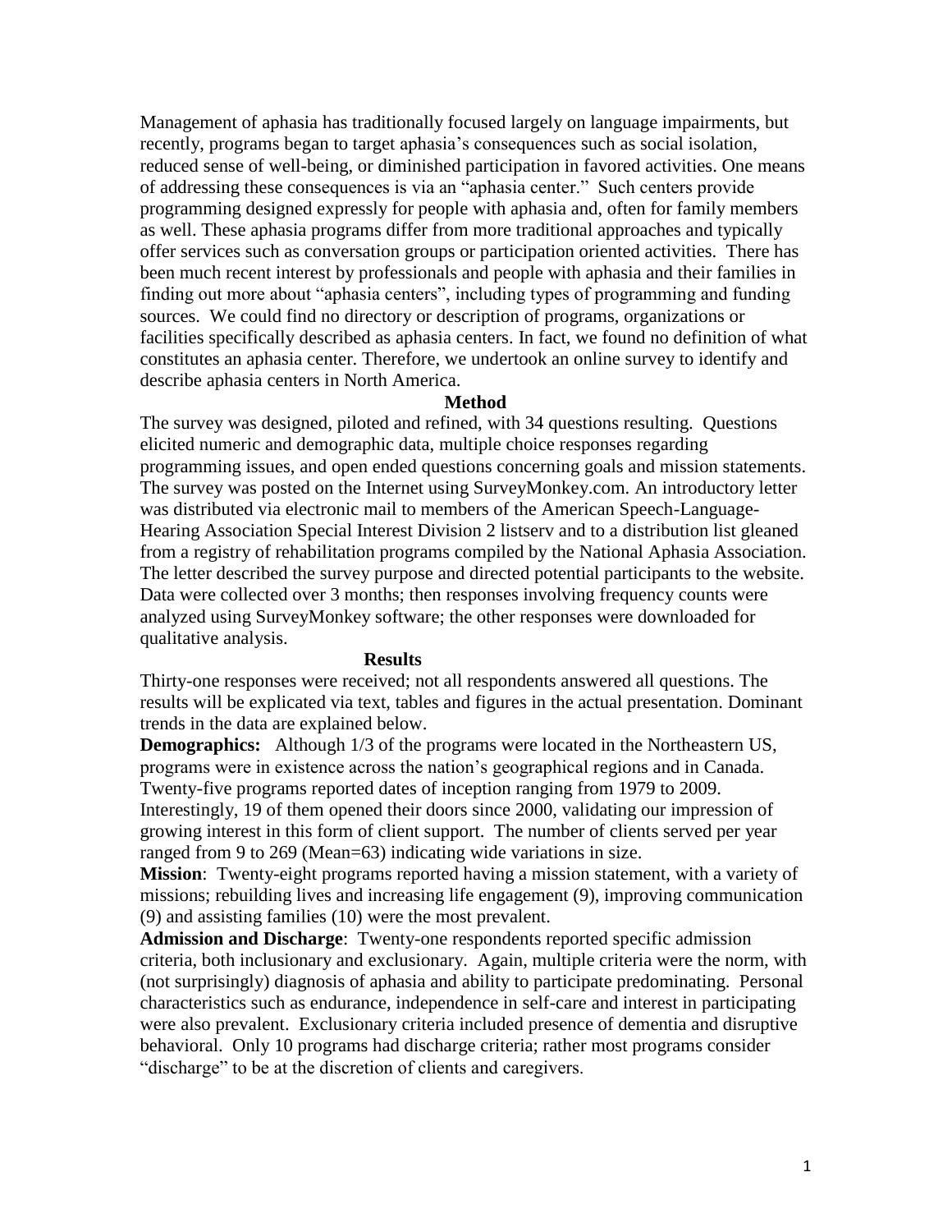Management of aphasia has traditionally focused largely on language impairments, but recently, programs began to target aphasia's consequences such as social isolation, reduced sense of well-being, or diminished participation in favored activities. One means of addressing these consequences is via an "aphasia center." Such centers provide programming designed expressly for people with aphasia and, often for family members as well. These aphasia programs differ from more traditional approaches and typically offer services such as conversation groups or participation oriented activities. There has been much recent interest by professionals and people with aphasia and their families in finding out more about "aphasia centers", including types of programming and funding sources. We could find no directory or description of programs, organizations or facilities specifically described as aphasia centers. In fact, we found no definition of what constitutes an aphasia center. Therefore, we undertook an online survey to identify and describe aphasia centers in North America.

## Method

The survey was designed, piloted and refined, with 34 questions resulting. Questions elicited numeric and demographic data, multiple choice responses regarding programming issues, and open ended questions concerning goals and mission statements. The survey was posted on the Internet using SurveyMonkey.com. An introductory letter was distributed via electronic mail to members of the American Speech-Language-Hearing Association Special Interest Division 2 listserv and to a distribution list gleaned from a registry of rehabilitation programs compiled by the National Aphasia Association. The letter described the survey purpose and directed potential participants to the website. Data were collected over 3 months; then responses involving frequency counts were analyzed using SurveyMonkey software; the other responses were downloaded for qualitative analysis.

## Results

Thirty-one responses were received; not all respondents answered all questions. The results will be explicated via text, tables and figures in the actual presentation. Dominant trends in the data are explained below.

**Demographics:** Although 1/3 of the programs were located in the Northeastern US, programs were in existence across the nation's geographical regions and in Canada. Twenty-five programs reported dates of inception ranging from 1979 to 2009. Interestingly, 19 of them opened their doors since 2000, validating our impression of growing interest in this form of client support. The number of clients served per year ranged from 9 to 269 (Mean=63) indicating wide variations in size.

**Mission**: Twenty-eight programs reported having a mission statement, with a variety of missions; rebuilding lives and increasing life engagement (9), improving communication (9) and assisting families (10) were the most prevalent.

**Admission and Discharge**: Twenty-one respondents reported specific admission criteria, both inclusionary and exclusionary. Again, multiple criteria were the norm, with (not surprisingly) diagnosis of aphasia and ability to participate predominating. Personal characteristics such as endurance, independence in self-care and interest in participating were also prevalent. Exclusionary criteria included presence of dementia and disruptive behavioral. Only 10 programs had discharge criteria; rather most programs consider "discharge" to be at the discretion of clients and caregivers.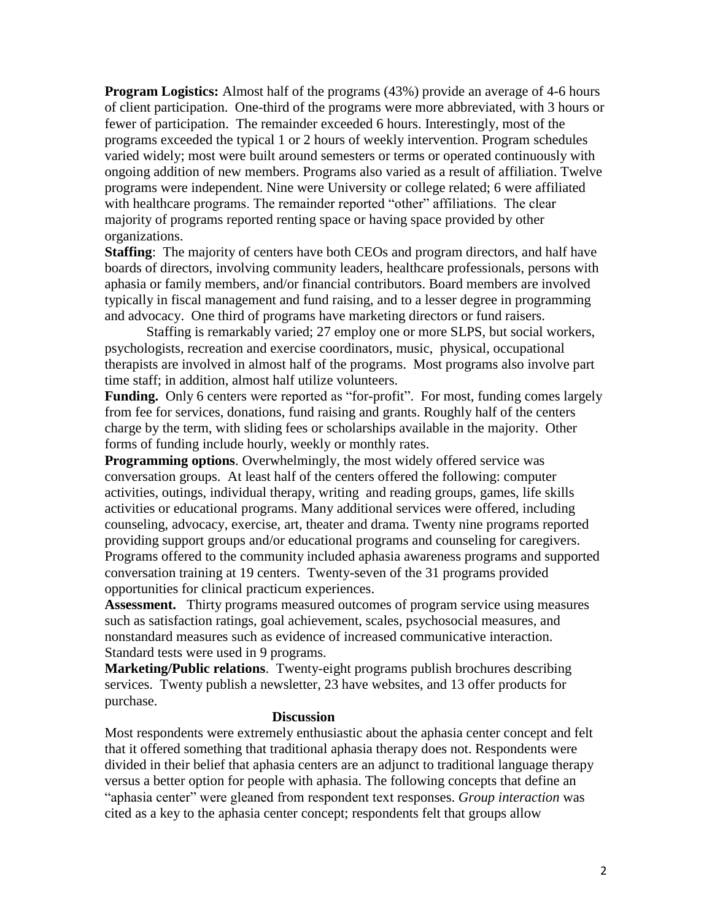**Program Logistics:** Almost half of the programs (43%) provide an average of 4-6 hours of client participation. One-third of the programs were more abbreviated, with 3 hours or fewer of participation. The remainder exceeded 6 hours. Interestingly, most of the programs exceeded the typical 1 or 2 hours of weekly intervention. Program schedules varied widely; most were built around semesters or terms or operated continuously with ongoing addition of new members. Programs also varied as a result of affiliation. Twelve programs were independent. Nine were University or college related; 6 were affiliated with healthcare programs. The remainder reported "other" affiliations. The clear majority of programs reported renting space or having space provided by other organizations.

**Staffing**: The majority of centers have both CEOs and program directors, and half have boards of directors, involving community leaders, healthcare professionals, persons with aphasia or family members, and/or financial contributors. Board members are involved typically in fiscal management and fund raising, and to a lesser degree in programming and advocacy. One third of programs have marketing directors or fund raisers.

Staffing is remarkably varied; 27 employ one or more SLPS, but social workers, psychologists, recreation and exercise coordinators, music, physical, occupational therapists are involved in almost half of the programs. Most programs also involve part time staff; in addition, almost half utilize volunteers.

**Funding.** Only 6 centers were reported as "for-profit". For most, funding comes largely from fee for services, donations, fund raising and grants. Roughly half of the centers charge by the term, with sliding fees or scholarships available in the majority. Other forms of funding include hourly, weekly or monthly rates.

**Programming options**. Overwhelmingly, the most widely offered service was conversation groups. At least half of the centers offered the following: computer activities, outings, individual therapy, writing and reading groups, games, life skills activities or educational programs. Many additional services were offered, including counseling, advocacy, exercise, art, theater and drama. Twenty nine programs reported providing support groups and/or educational programs and counseling for caregivers. Programs offered to the community included aphasia awareness programs and supported conversation training at 19 centers. Twenty-seven of the 31 programs provided opportunities for clinical practicum experiences.

**Assessment.** Thirty programs measured outcomes of program service using measures such as satisfaction ratings, goal achievement, scales, psychosocial measures, and nonstandard measures such as evidence of increased communicative interaction. Standard tests were used in 9 programs.

**Marketing/Public relations**. Twenty-eight programs publish brochures describing services. Twenty publish a newsletter, 23 have websites, and 13 offer products for purchase.

## Discussion

Most respondents were extremely enthusiastic about the aphasia center concept and felt that it offered something that traditional aphasia therapy does not. Respondents were divided in their belief that aphasia centers are an adjunct to traditional language therapy versus a better option for people with aphasia. The following concepts that define an "aphasia center" were gleaned from respondent text responses. *Group interaction* was cited as a key to the aphasia center concept; respondents felt that groups allow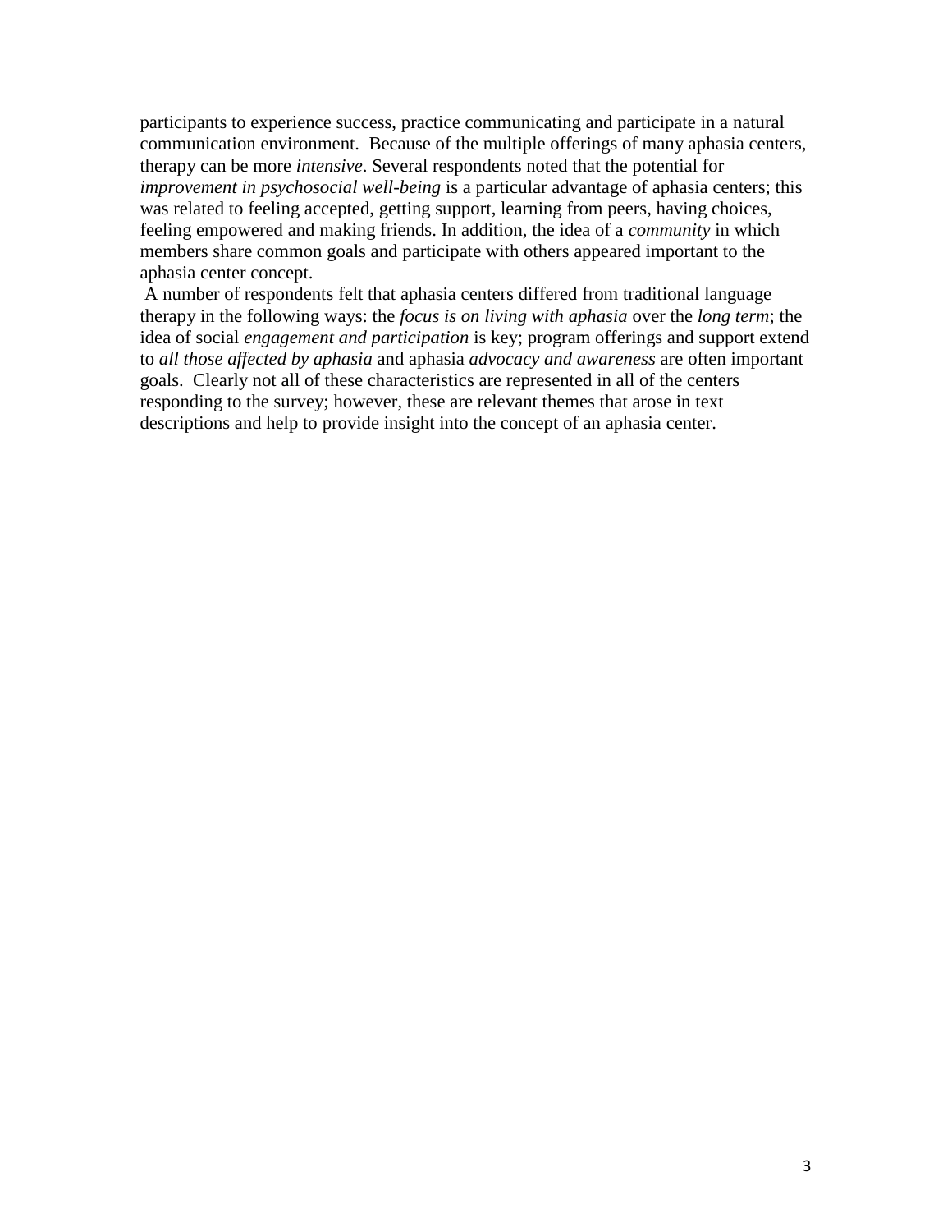participants to experience success, practice communicating and participate in a natural communication environment. Because of the multiple offerings of many aphasia centers, therapy can be more *intensive*. Several respondents noted that the potential for *improvement in psychosocial well-being* is a particular advantage of aphasia centers; this was related to feeling accepted, getting support, learning from peers, having choices, feeling empowered and making friends. In addition, the idea of a *community* in which members share common goals and participate with others appeared important to the aphasia center concept.

A number of respondents felt that aphasia centers differed from traditional language therapy in the following ways: the *focus is on living with aphasia* over the *long term*; the idea of social *engagement and participation* is key; program offerings and support extend to *all those affected by aphasia* and aphasia *advocacy and awareness* are often important goals. Clearly not all of these characteristics are represented in all of the centers responding to the survey; however, these are relevant themes that arose in text descriptions and help to provide insight into the concept of an aphasia center.